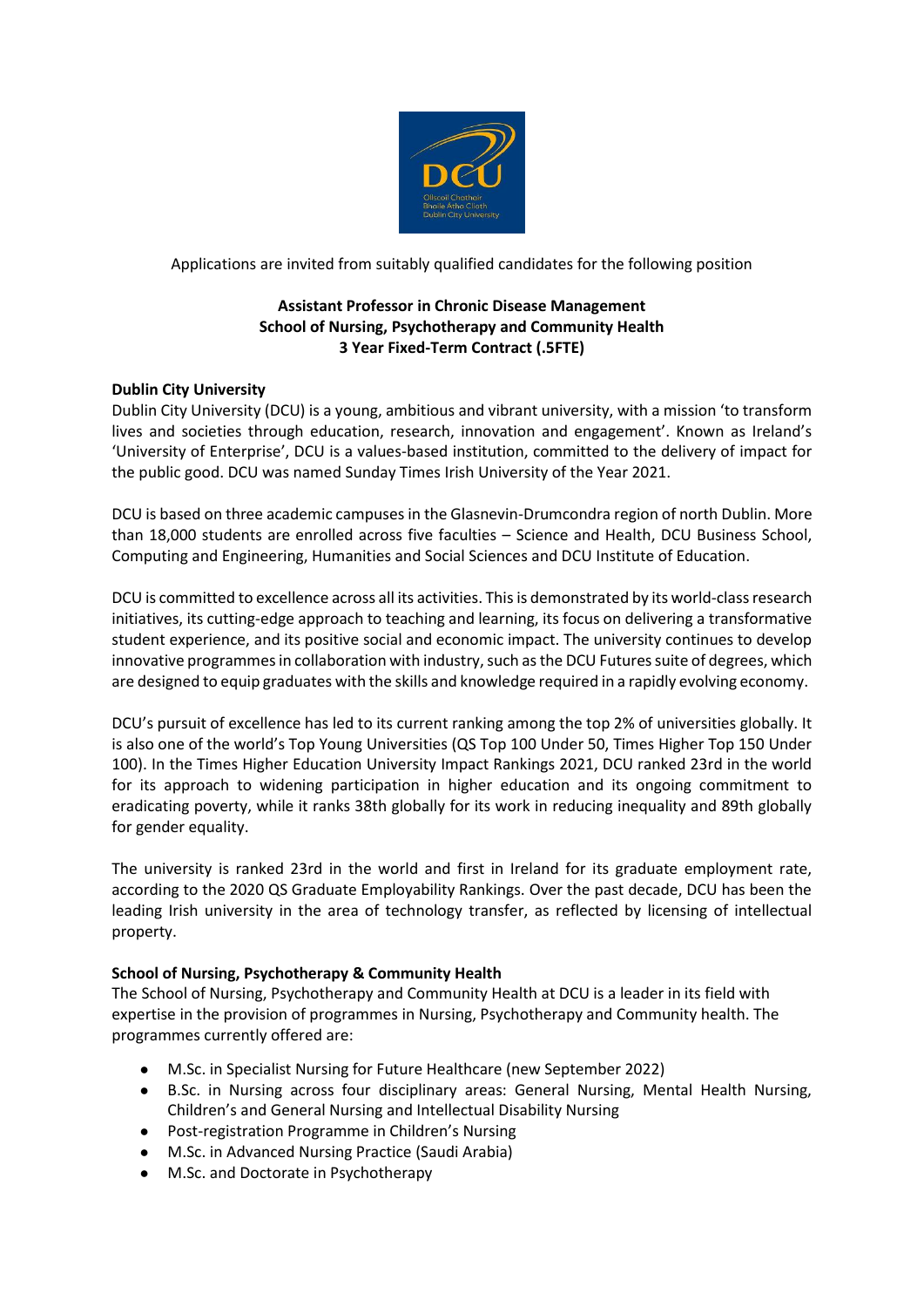Applications are invited from suitably qualified candidates for the following position

**Assistant Professor in Chronic Disease Management**
**School of Nursing, Psychotherapy and Community Health**
**3 Year Fixed-Term Contract (.5FTE)**

**Dublin City University**

Dublin City University (DCU) is a young, ambitious and vibrant university, with a mission 'to transform lives and societies through education, research, innovation and engagement'. Known as Ireland's 'University of Enterprise', DCU is a values-based institution, committed to the delivery of impact for the public good. DCU was named Sunday Times Irish University of the Year 2021.

DCU is based on three academic campuses in the Glasnevin-Drumcondra region of north Dublin. More than 18,000 students are enrolled across five faculties – Science and Health, DCU Business School, Computing and Engineering, Humanities and Social Sciences and DCU Institute of Education.

DCU is committed to excellence across all its activities. This is demonstrated by its world-class research initiatives, its cutting-edge approach to teaching and learning, its focus on delivering a transformative student experience, and its positive social and economic impact. The university continues to develop innovative programmes in collaboration with industry, such as the DCU Futures suite of degrees, which are designed to equip graduates with the skills and knowledge required in a rapidly evolving economy.

DCU's pursuit of excellence has led to its current ranking among the top 2% of universities globally. It is also one of the world's Top Young Universities (QS Top 100 Under 50, Times Higher Top 150 Under 100). In the Times Higher Education University Impact Rankings 2021, DCU ranked 23rd in the world for its approach to widening participation in higher education and its ongoing commitment to eradicating poverty, while it ranks 38th globally for its work in reducing inequality and 89th globally for gender equality.

The university is ranked 23rd in the world and first in Ireland for its graduate employment rate, according to the 2020 QS Graduate Employability Rankings. Over the past decade, DCU has been the leading Irish university in the area of technology transfer, as reflected by licensing of intellectual property.

**School of Nursing, Psychotherapy & Community Health**

The School of Nursing, Psychotherapy and Community Health at DCU is a leader in its field with expertise in the provision of programmes in Nursing, Psychotherapy and Community health. The programmes currently offered are:

- M.Sc. in Specialist Nursing for Future Healthcare (new September 2022)
- B.Sc. in Nursing across four disciplinary areas: General Nursing, Mental Health Nursing, Children's and General Nursing and Intellectual Disability Nursing
- Post-registration Programme in Children's Nursing
- M.Sc. in Advanced Nursing Practice (Saudi Arabia)
- M.Sc. and Doctorate in Psychotherapy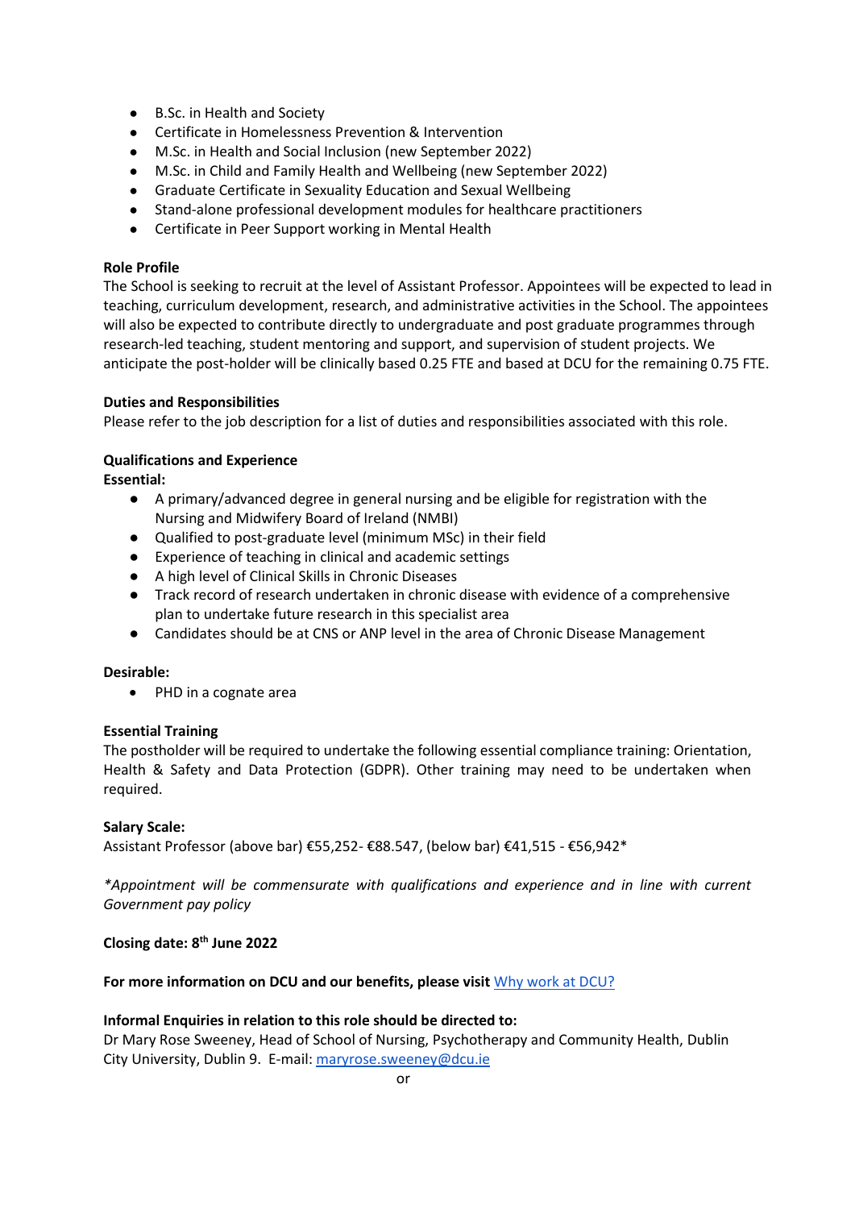- B.Sc. in Health and Society
- Certificate in Homelessness Prevention & Intervention
- M.Sc. in Health and Social Inclusion (new September 2022)
- M.Sc. in Child and Family Health and Wellbeing (new September 2022)
- Graduate Certificate in Sexuality Education and Sexual Wellbeing
- Stand-alone professional development modules for healthcare practitioners
- Certificate in Peer Support working in Mental Health

**Role Profile**

The School is seeking to recruit at the level of Assistant Professor. Appointees will be expected to lead in teaching, curriculum development, research, and administrative activities in the School. The appointees will also be expected to contribute directly to undergraduate and post graduate programmes through research-led teaching, student mentoring and support, and supervision of student projects. We anticipate the post-holder will be clinically based 0.25 FTE and based at DCU for the remaining 0.75 FTE.

**Duties and Responsibilities**

Please refer to the job description for a list of duties and responsibilities associated with this role.

**Qualifications and Experience**

**Essential:**

- A primary/advanced degree in general nursing and be eligible for registration with the Nursing and Midwifery Board of Ireland (NMBI)
- Qualified to post-graduate level (minimum MSc) in their field
- Experience of teaching in clinical and academic settings
- A high level of Clinical Skills in Chronic Diseases
- Track record of research undertaken in chronic disease with evidence of a comprehensive plan to undertake future research in this specialist area
- Candidates should be at CNS or ANP level in the area of Chronic Disease Management

**Desirable:**

- PHD in a cognate area

**Essential Training**

The postholder will be required to undertake the following essential compliance training: Orientation, Health & Safety and Data Protection (GDPR). Other training may need to be undertaken when required.

**Salary Scale:**

Assistant Professor (above bar) €55,252- €88.547, (below bar) €41,515 - €56,942*

*\*Appointment will be commensurate with qualifications and experience and in line with current Government pay policy*

**Closing date: 8th June 2022**

**For more information on DCU and our benefits, please visit** [Why work at DCU?]

**Informal Enquiries in relation to this role should be directed to:**

Dr Mary Rose Sweeney, Head of School of Nursing, Psychotherapy and Community Health, Dublin City University, Dublin 9. E-mail: maryrose.sweeney@dcu.ie

or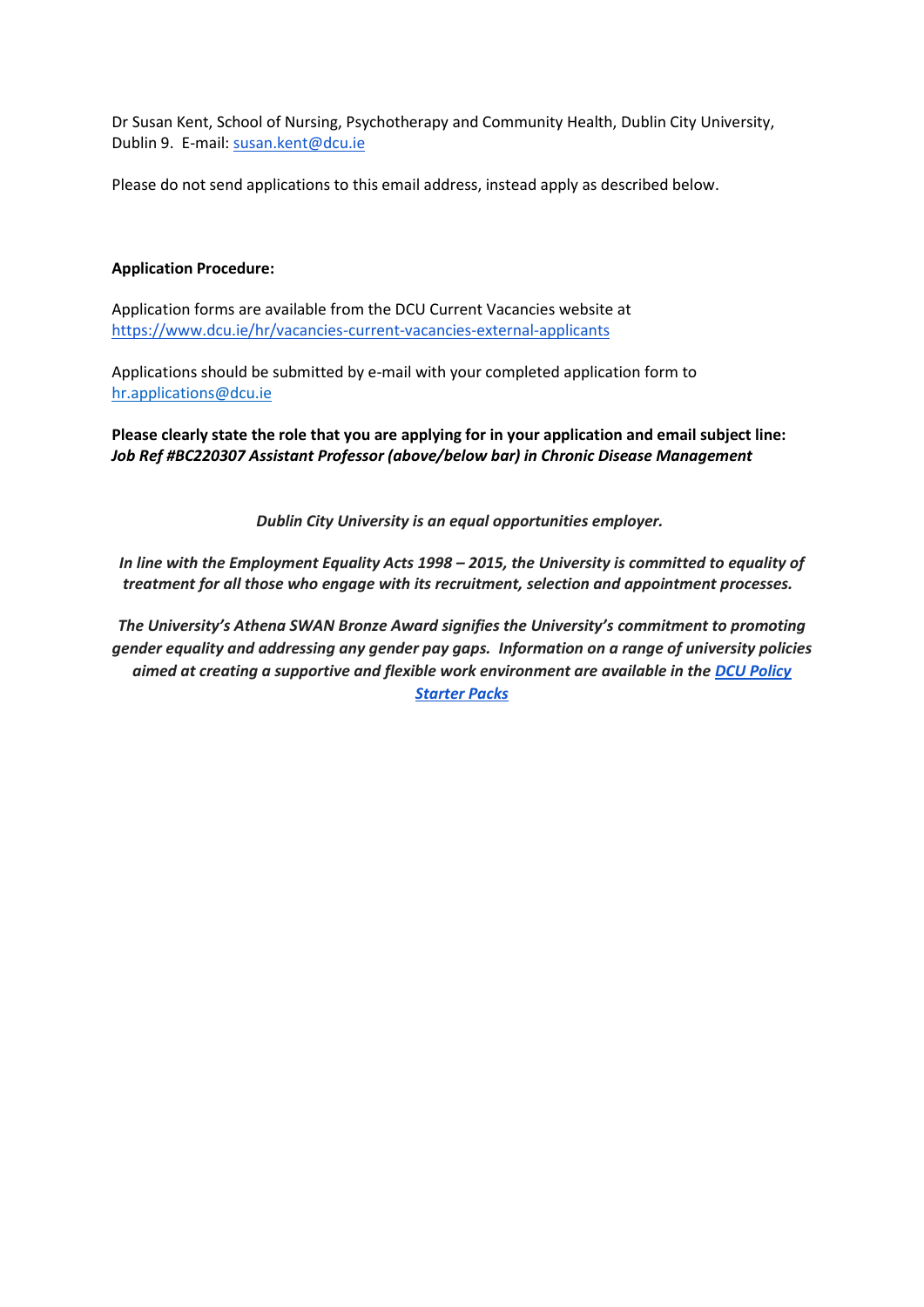Dr Susan Kent, School of Nursing, Psychotherapy and Community Health, Dublin City University, Dublin 9. E-mail: [susan.kent@dcu.ie](mailto:susan.kent@dcu.ie)

Please do not send applications to this email address, instead apply as described below.

**Application Procedure:**

Application forms are available from the DCU Current Vacancies website at [https://www.dcu.ie/hr/vacancies-current-vacancies-external-applicants](https://www.dcu.ie/hr/vacancies-current-vacancies-external-applicants)

Applications should be submitted by e-mail with your completed application form to [hr.applications@dcu.ie](mailto:hr.applications@dcu.ie)

**Please clearly state the role that you are applying for in your application and email subject line:** ***Job Ref #BC220307 Assistant Professor (above/below bar) in Chronic Disease Management***

***Dublin City University is an equal opportunities employer.***

***In line with the Employment Equality Acts 1998 – 2015, the University is committed to equality of treatment for all those who engage with its recruitment, selection and appointment processes.***

***The University's Athena SWAN Bronze Award signifies the University's commitment to promoting gender equality and addressing any gender pay gaps. Information on a range of university policies aimed at creating a supportive and flexible work environment are available in the [DCU Policy Starter Packs]()***